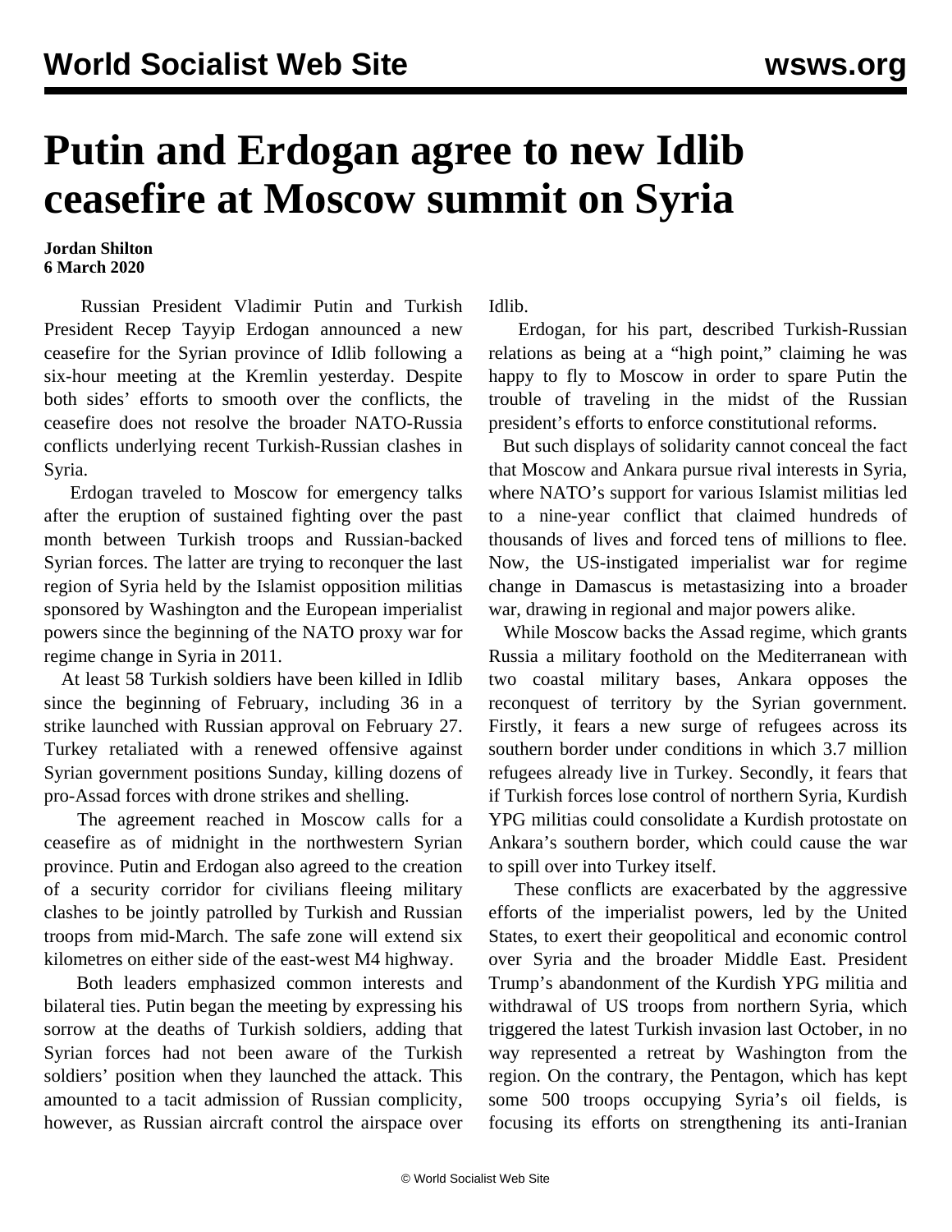# Putin and Erdogan agree to new Idlib ceasefire at Moscow summit on Syria

**Jordan Shilton**
**6 March 2020**

Russian President Vladimir Putin and Turkish President Recep Tayyip Erdogan announced a new ceasefire for the Syrian province of Idlib following a six-hour meeting at the Kremlin yesterday. Despite both sides' efforts to smooth over the conflicts, the ceasefire does not resolve the broader NATO-Russia conflicts underlying recent Turkish-Russian clashes in Syria.

Erdogan traveled to Moscow for emergency talks after the eruption of sustained fighting over the past month between Turkish troops and Russian-backed Syrian forces. The latter are trying to reconquer the last region of Syria held by the Islamist opposition militias sponsored by Washington and the European imperialist powers since the beginning of the NATO proxy war for regime change in Syria in 2011.

At least 58 Turkish soldiers have been killed in Idlib since the beginning of February, including 36 in a strike launched with Russian approval on February 27. Turkey retaliated with a renewed offensive against Syrian government positions Sunday, killing dozens of pro-Assad forces with drone strikes and shelling.

The agreement reached in Moscow calls for a ceasefire as of midnight in the northwestern Syrian province. Putin and Erdogan also agreed to the creation of a security corridor for civilians fleeing military clashes to be jointly patrolled by Turkish and Russian troops from mid-March. The safe zone will extend six kilometres on either side of the east-west M4 highway.

Both leaders emphasized common interests and bilateral ties. Putin began the meeting by expressing his sorrow at the deaths of Turkish soldiers, adding that Syrian forces had not been aware of the Turkish soldiers' position when they launched the attack. This amounted to a tacit admission of Russian complicity, however, as Russian aircraft control the airspace over Idlib.

Erdogan, for his part, described Turkish-Russian relations as being at a "high point," claiming he was happy to fly to Moscow in order to spare Putin the trouble of traveling in the midst of the Russian president's efforts to enforce constitutional reforms.

But such displays of solidarity cannot conceal the fact that Moscow and Ankara pursue rival interests in Syria, where NATO's support for various Islamist militias led to a nine-year conflict that claimed hundreds of thousands of lives and forced tens of millions to flee. Now, the US-instigated imperialist war for regime change in Damascus is metastasizing into a broader war, drawing in regional and major powers alike.

While Moscow backs the Assad regime, which grants Russia a military foothold on the Mediterranean with two coastal military bases, Ankara opposes the reconquest of territory by the Syrian government. Firstly, it fears a new surge of refugees across its southern border under conditions in which 3.7 million refugees already live in Turkey. Secondly, it fears that if Turkish forces lose control of northern Syria, Kurdish YPG militias could consolidate a Kurdish protostate on Ankara's southern border, which could cause the war to spill over into Turkey itself.

These conflicts are exacerbated by the aggressive efforts of the imperialist powers, led by the United States, to exert their geopolitical and economic control over Syria and the broader Middle East. President Trump's abandonment of the Kurdish YPG militia and withdrawal of US troops from northern Syria, which triggered the latest Turkish invasion last October, in no way represented a retreat by Washington from the region. On the contrary, the Pentagon, which has kept some 500 troops occupying Syria's oil fields, is focusing its efforts on strengthening its anti-Iranian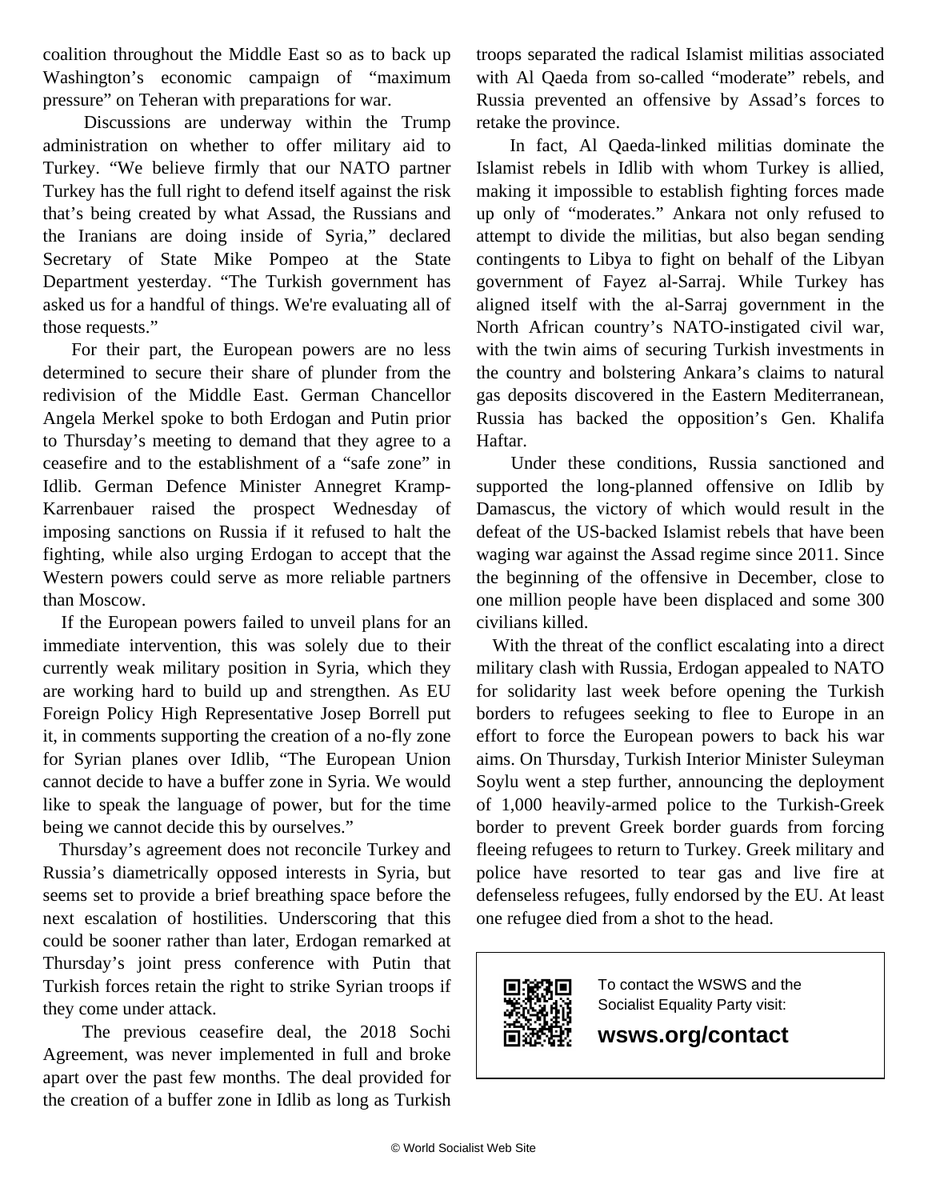coalition throughout the Middle East so as to back up Washington's economic campaign of "maximum pressure" on Teheran with preparations for war.

Discussions are underway within the Trump administration on whether to offer military aid to Turkey. "We believe firmly that our NATO partner Turkey has the full right to defend itself against the risk that's being created by what Assad, the Russians and the Iranians are doing inside of Syria," declared Secretary of State Mike Pompeo at the State Department yesterday. "The Turkish government has asked us for a handful of things. We're evaluating all of those requests."

For their part, the European powers are no less determined to secure their share of plunder from the redivision of the Middle East. German Chancellor Angela Merkel spoke to both Erdogan and Putin prior to Thursday's meeting to demand that they agree to a ceasefire and to the establishment of a "safe zone" in Idlib. German Defence Minister Annegret Kramp-Karrenbauer raised the prospect Wednesday of imposing sanctions on Russia if it refused to halt the fighting, while also urging Erdogan to accept that the Western powers could serve as more reliable partners than Moscow.

If the European powers failed to unveil plans for an immediate intervention, this was solely due to their currently weak military position in Syria, which they are working hard to build up and strengthen. As EU Foreign Policy High Representative Josep Borrell put it, in comments supporting the creation of a no-fly zone for Syrian planes over Idlib, "The European Union cannot decide to have a buffer zone in Syria. We would like to speak the language of power, but for the time being we cannot decide this by ourselves."

Thursday's agreement does not reconcile Turkey and Russia's diametrically opposed interests in Syria, but seems set to provide a brief breathing space before the next escalation of hostilities. Underscoring that this could be sooner rather than later, Erdogan remarked at Thursday's joint press conference with Putin that Turkish forces retain the right to strike Syrian troops if they come under attack.

The previous ceasefire deal, the 2018 Sochi Agreement, was never implemented in full and broke apart over the past few months. The deal provided for the creation of a buffer zone in Idlib as long as Turkish troops separated the radical Islamist militias associated with Al Qaeda from so-called "moderate" rebels, and Russia prevented an offensive by Assad's forces to retake the province.

In fact, Al Qaeda-linked militias dominate the Islamist rebels in Idlib with whom Turkey is allied, making it impossible to establish fighting forces made up only of "moderates." Ankara not only refused to attempt to divide the militias, but also began sending contingents to Libya to fight on behalf of the Libyan government of Fayez al-Sarraj. While Turkey has aligned itself with the al-Sarraj government in the North African country's NATO-instigated civil war, with the twin aims of securing Turkish investments in the country and bolstering Ankara's claims to natural gas deposits discovered in the Eastern Mediterranean, Russia has backed the opposition's Gen. Khalifa Haftar.

Under these conditions, Russia sanctioned and supported the long-planned offensive on Idlib by Damascus, the victory of which would result in the defeat of the US-backed Islamist rebels that have been waging war against the Assad regime since 2011. Since the beginning of the offensive in December, close to one million people have been displaced and some 300 civilians killed.

With the threat of the conflict escalating into a direct military clash with Russia, Erdogan appealed to NATO for solidarity last week before opening the Turkish borders to refugees seeking to flee to Europe in an effort to force the European powers to back his war aims. On Thursday, Turkish Interior Minister Suleyman Soylu went a step further, announcing the deployment of 1,000 heavily-armed police to the Turkish-Greek border to prevent Greek border guards from forcing fleeing refugees to return to Turkey. Greek military and police have resorted to tear gas and live fire at defenseless refugees, fully endorsed by the EU. At least one refugee died from a shot to the head.

To contact the WSWS and the Socialist Equality Party visit:

**wsws.org/contact**